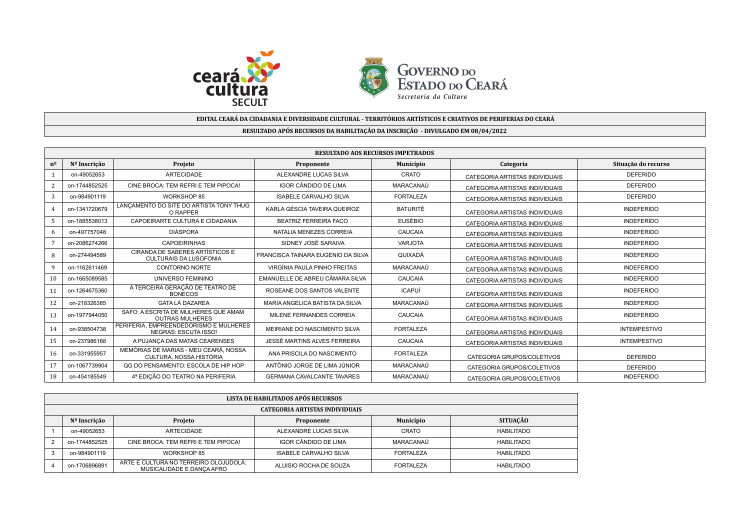**EDITAL CEARÁ DA CIDADANIA E DIVERSIDADE CULTURAL - TERRITÓRIOS ARTÍSTICOS E CRIATIVOS DE PERIFERIAS DO CEARÁ**

**RESULTADO APÓS RECURSOS DA HABILITAÇÃO DA INSCRIÇÃO - DIVULGADO EM 08/04/2022**

| RESULTADO AOS RECURSOS IMPETRADOS | | | | | | |
|---|---|---|---|---|---|---|
| **nº** | **Nº Inscrição** | **Projeto** | **Proponente** | **Município** | **Categoria** | **Situação do recurso** |
| 1 | on-49052653 | ARTECIDADE | ALEXANDRE LUCAS SILVA | CRATO | CATEGORIA ARTISTAS INDIVIDUAIS | DEFERIDO |
| 2 | on-1744852525 | CINE BROCA: TEM REFRI E TEM PIPOCA! | IGOR CÂNDIDO DE LIMA | MARACANAÚ | CATEGORIA ARTISTAS INDIVIDUAIS | DEFERIDO |
| 3 | on-984901119 | WORKSHOP 85 | ISABELE CARVALHO SILVA | FORTALEZA | CATEGORIA ARTISTAS INDIVIDUAIS | DEFERIDO |
| 4 | on-1341720679 | LANÇAMENTO DO SITE DO ARTISTA TONY THUG O RAPPER | KARLA GÉSCIA TAVEIRA QUEIROZ | BATURITÉ | CATEGORIA ARTISTAS INDIVIDUAIS | INDEFERIDO |
| 5 | on-1885538013 | CAPOEIRARTE CULTURA E CIDADANIA | BEATRIZ FERREIRA FACO | EUSÉBIO | CATEGORIA ARTISTAS INDIVIDUAIS | INDEFERIDO |
| 6 | on-497757048 | DIÁSPORA | NATALIA MENEZES CORREIA | CAUCAIA | CATEGORIA ARTISTAS INDIVIDUAIS | INDEFERIDO |
| 7 | on-2086274266 | CAPOEIRINHAS | SIDNEY JOSÉ SARAIVA | VARJOTA | CATEGORIA ARTISTAS INDIVIDUAIS | INDEFERIDO |
| 8 | on-274494589 | CIRANDA DE SABERES ARTÍSTICOS E CULTURAIS DA LUSOFONIA | FRANCISCA TAINARA EUGENIO DA SILVA | QUIXADÁ | CATEGORIA ARTISTAS INDIVIDUAIS | INDEFERIDO |
| 9 | on-1162611469 | CONTORNO NORTE | VIRGÍNIA PAULA PINHO FREITAS | MARACANAÚ | CATEGORIA ARTISTAS INDIVIDUAIS | INDEFERIDO |
| 10 | on-1665089585 | UNIVERSO FEMININO | EMANUELLE DE ABREU CÂMARA SILVA | CAUCAIA | CATEGORIA ARTISTAS INDIVIDUAIS | INDEFERIDO |
| 11 | on-1264675360 | A TERCEIRA GERAÇÃO DE TEATRO DE BONECOS | ROSEANE DOS SANTOS VALENTE | ICAPUÍ | CATEGORIA ARTISTAS INDIVIDUAIS | INDEFERIDO |
| 12 | on-218326385 | GATA LÁ DAZAREA | MARIA ANGELICA BATISTA DA SILVA | MARACANAÚ | CATEGORIA ARTISTAS INDIVIDUAIS | INDEFERIDO |
| 13 | on-1977944050 | SAFO: A ESCRITA DE MULHERES QUE AMAM OUTRAS MULHERES | MILENE FERNANDES CORREIA | CAUCAIA | CATEGORIA ARTISTAS INDIVIDUAIS | INDEFERIDO |
| 14 | on-938504738 | PERIFERIA, EMPREENDEDORISMO E MULHERES NEGRAS: ESCUTA ISSO! | MEIRIANE DO NASCIMENTO SILVA | FORTALEZA | CATEGORIA ARTISTAS INDIVIDUAIS | INTEMPESTIVO |
| 15 | on-237986168 | A PUJANÇA DAS MATAS CEARENSES | JESSÉ MARTINS ALVES FERREIRA | CAUCAIA | CATEGORIA ARTISTAS INDIVIDUAIS | INTEMPESTIVO |
| 16 | on-331955957 | MEMÓRIAS DE MARIAS - MEU CEARÁ, NOSSA CULTURA, NOSSA HISTÓRIA | ANA PRISCILA DO NASCIMENTO | FORTALEZA | CATEGORIA GRUPOS/COLETIVOS | DEFERIDO |
| 17 | on-1067739904 | QG DO PENSAMENTO: ESCOLA DE HIP HOP | ANTÔNIO JORGE DE LIMA JÚNIOR | MARACANAÚ | CATEGORIA GRUPOS/COLETIVOS | DEFERIDO |
| 18 | on-454185549 | 4ª EDIÇÃO DO TEATRO NA PERIFERIA | GERMANA CAVALCANTE TAVARES | MARACANAÚ | CATEGORIA GRUPOS/COLETIVOS | INDEFERIDO |

| LISTA DE HABILITADOS APÓS RECURSOS | | | | | |
|---|---|---|---|---|---|
| CATEGORIA ARTISTAS INDIVIDUAIS | | | | | |
| | **Nº Inscrição** | **Projeto** | **Proponente** | **Município** | **SITUAÇÃO** |
| 1 | on-49052653 | ARTECIDADE | ALEXANDRE LUCAS SILVA | CRATO | HABILITADO |
| 2 | on-1744852525 | CINE BROCA: TEM REFRI E TEM PIPOCA! | IGOR CÂNDIDO DE LIMA | MARACANAÚ | HABILITADO |
| 3 | on-984901119 | WORKSHOP 85 | ISABELE CARVALHO SILVA | FORTALEZA | HABILITADO |
| 4 | on-1706896891 | ARTE E CULTURA NO TERREIRO OLOJUDOLÁ: MUSICALIDADE E DANÇA AFRO | ALUISIO ROCHA DE SOUZA | FORTALEZA | HABILITADO |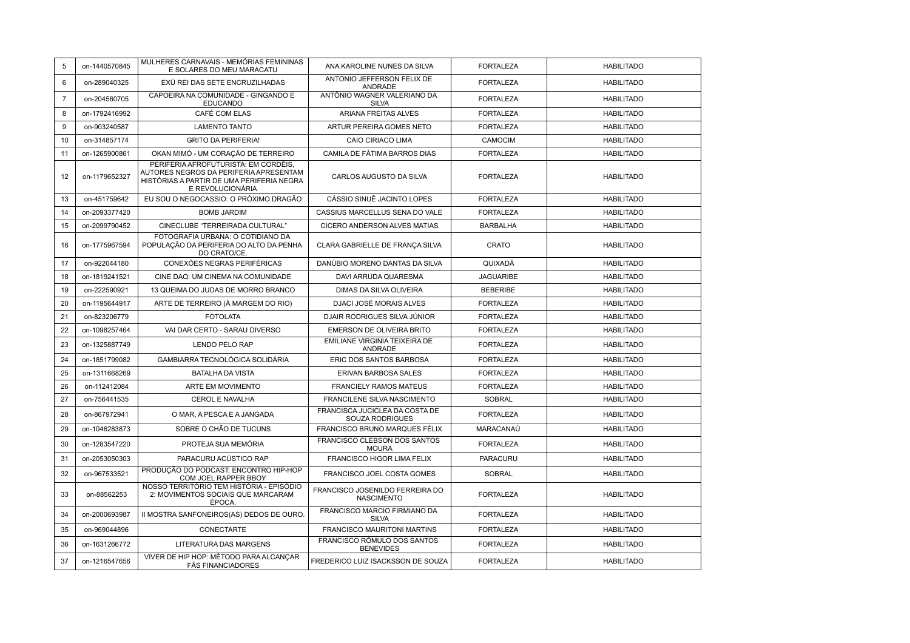| 5 | on-1440570845 | MULHERES CARNAVAIS - MEMÓRIAS FEMININAS E SOLARES DO MEU MARACATU | ANA KAROLINE NUNES DA SILVA | FORTALEZA | HABILITADO |
|---|---|---|---|---|---|
| 6 | on-289040325 | EXÚ REI DAS SETE ENCRUZILHADAS | ANTONIO JEFFERSON FELIX DE ANDRADE | FORTALEZA | HABILITADO |
| 7 | on-204560705 | CAPOEIRA NA COMUNIDADE - GINGANDO E EDUCANDO | ANTÔNIO WAGNER VALERIANO DA SILVA | FORTALEZA | HABILITADO |
| 8 | on-1792416992 | CAFÉ COM ELAS | ARIANA FREITAS ALVES | FORTALEZA | HABILITADO |
| 9 | on-903240587 | LAMENTO TANTO | ARTUR PEREIRA GOMES NETO | FORTALEZA | HABILITADO |
| 10 | on-314857174 | GRITO DA PERIFERIA! | CAIO CIRIACO LIMA | CAMOCIM | HABILITADO |
| 11 | on-1265900861 | OKAN MIMÓ - UM CORAÇÃO DE TERREIRO | CAMILA DE FÁTIMA BARROS DIAS | FORTALEZA | HABILITADO |
| 12 | on-1179652327 | PERIFERIA AFROFUTURISTA: EM CORDÉIS, AUTORES NEGROS DA PERIFERIA APRESENTAM HISTÓRIAS A PARTIR DE UMA PERIFERIA NEGRA E REVOLUCIONÁRIA | CARLOS AUGUSTO DA SILVA | FORTALEZA | HABILITADO |
| 13 | on-451759642 | EU SOU O NEGOCASSIO: O PRÓXIMO DRAGÃO | CÁSSIO SINUÊ JACINTO LOPES | FORTALEZA | HABILITADO |
| 14 | on-2093377420 | BOMB JARDIM | CASSIUS MARCELLUS SENA DO VALE | FORTALEZA | HABILITADO |
| 15 | on-2099790452 | CINECLUBE "TERREIRADA CULTURAL" | CICERO ANDERSON ALVES MATIAS | BARBALHA | HABILITADO |
| 16 | on-1775967594 | FOTOGRAFIA URBANA: O COTIDIANO DA POPULAÇÃO DA PERIFERIA DO ALTO DA PENHA DO CRATO/CE. | CLARA GABRIELLE DE FRANÇA SILVA | CRATO | HABILITADO |
| 17 | on-922044180 | CONEXÕES NEGRAS PERIFÉRICAS | DANÚBIO MORENO DANTAS DA SILVA | QUIXADÁ | HABILITADO |
| 18 | on-1819241521 | CINE DAQ: UM CINEMA NA COMUNIDADE | DAVI ARRUDA QUARESMA | JAGUARIBE | HABILITADO |
| 19 | on-222590921 | 13 QUEIMA DO JUDAS DE MORRO BRANCO | DIMAS DA SILVA OLIVEIRA | BEBERIBE | HABILITADO |
| 20 | on-1195644917 | ARTE DE TERREIRO (À MARGEM DO RIO) | DJACI JOSÉ MORAIS ALVES | FORTALEZA | HABILITADO |
| 21 | on-823206779 | FOTOLATA | DJAIR RODRIGUES SILVA JÚNIOR | FORTALEZA | HABILITADO |
| 22 | on-1098257464 | VAI DAR CERTO - SARAU DIVERSO | EMERSON DE OLIVEIRA BRITO | FORTALEZA | HABILITADO |
| 23 | on-1325887749 | LENDO PELO RAP | EMILIANE VIRGINIA TEIXEIRA DE ANDRADE | FORTALEZA | HABILITADO |
| 24 | on-1851799082 | GAMBIARRA TECNOLÓGICA SOLIDÁRIA | ERIC DOS SANTOS BARBOSA | FORTALEZA | HABILITADO |
| 25 | on-1311668269 | BATALHA DA VISTA | ERIVAN BARBOSA SALES | FORTALEZA | HABILITADO |
| 26 | on-112412084 | ARTE EM MOVIMENTO | FRANCIELY RAMOS MATEUS | FORTALEZA | HABILITADO |
| 27 | on-756441535 | CEROL E NAVALHA | FRANCILENE SILVA NASCIMENTO | SOBRAL | HABILITADO |
| 28 | on-867972941 | O MAR, A PESCA E A JANGADA | FRANCISCA JUCICLEA DA COSTA DE SOUZA RODRIGUES | FORTALEZA | HABILITADO |
| 29 | on-1046283873 | SOBRE O CHÃO DE TUCUNS | FRANCISCO BRUNO MARQUES FÉLIX | MARACANAÚ | HABILITADO |
| 30 | on-1283547220 | PROTEJA SUA MEMÓRIA | FRANCISCO CLEBSON DOS SANTOS MOURA | FORTALEZA | HABILITADO |
| 31 | on-2053050303 | PARACURU ACÚSTICO RAP | FRANCISCO HIGOR LIMA FELIX | PARACURU | HABILITADO |
| 32 | on-967533521 | PRODUÇÃO DO PODCAST: ENCONTRO HIP-HOP COM JOEL RAPPER BBOY | FRANCISCO JOEL COSTA GOMES | SOBRAL | HABILITADO |
| 33 | on-88562253 | NOSSO TERRITÓRIO TEM HISTÓRIA - EPISÓDIO 2: MOVIMENTOS SOCIAIS QUE MARCARAM ÉPOCA. | FRANCISCO JOSENILDO FERREIRA DO NASCIMENTO | FORTALEZA | HABILITADO |
| 34 | on-2000693987 | II MOSTRA SANFONEIROS(AS) DEDOS DE OURO. | FRANCISCO MARCIO FIRMIANO DA SILVA | FORTALEZA | HABILITADO |
| 35 | on-969044896 | CONECTARTE | FRANCISCO MAURITONI MARTINS | FORTALEZA | HABILITADO |
| 36 | on-1631266772 | LITERATURA DAS MARGENS | FRANCISCO RÔMULO DOS SANTOS BENEVIDES | FORTALEZA | HABILITADO |
| 37 | on-1216547656 | VIVER DE HIP HOP: MÉTODO PARA ALCANÇAR FÃS FINANCIADORES | FREDERICO LUIZ ISACKSSON DE SOUZA | FORTALEZA | HABILITADO |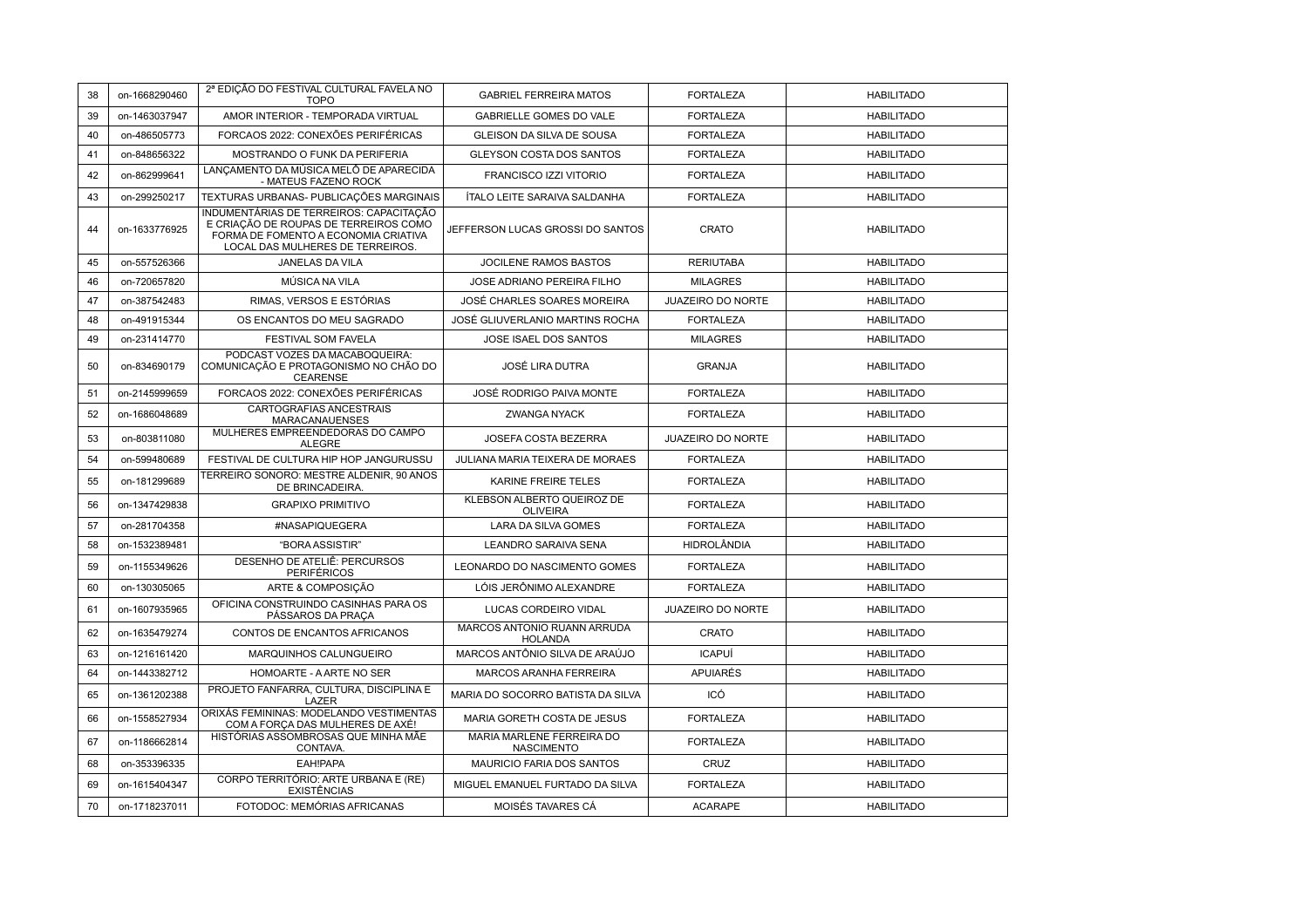| 38 | on-1668290460 | 2ª EDIÇÃO DO FESTIVAL CULTURAL FAVELA NO TOPO | GABRIEL FERREIRA MATOS | FORTALEZA | HABILITADO |
|---|---|---|---|---|---|
| 39 | on-1463037947 | AMOR INTERIOR - TEMPORADA VIRTUAL | GABRIELLE GOMES DO VALE | FORTALEZA | HABILITADO |
| 40 | on-486505773 | FORCAOS 2022: CONEXÕES PERIFÉRICAS | GLEISON DA SILVA DE SOUSA | FORTALEZA | HABILITADO |
| 41 | on-848656322 | MOSTRANDO O FUNK DA PERIFERIA | GLEYSON COSTA DOS SANTOS | FORTALEZA | HABILITADO |
| 42 | on-862999641 | LANÇAMENTO DA MÚSICA MELÔ DE APARECIDA - MATEUS FAZENO ROCK | FRANCISCO IZZI VITORIO | FORTALEZA | HABILITADO |
| 43 | on-299250217 | TEXTURAS URBANAS- PUBLICAÇÕES MARGINAIS | ÍTALO LEITE SARAIVA SALDANHA | FORTALEZA | HABILITADO |
| 44 | on-1633776925 | INDUMENTÁRIAS DE TERREIROS: CAPACITAÇÃO E CRIAÇÃO DE ROUPAS DE TERREIROS COMO FORMA DE FOMENTO A ECONOMIA CRIATIVA LOCAL DAS MULHERES DE TERREIROS. | JEFFERSON LUCAS GROSSI DO SANTOS | CRATO | HABILITADO |
| 45 | on-557526366 | JANELAS DA VILA | JOCILENE RAMOS BASTOS | RERIUTABA | HABILITADO |
| 46 | on-720657820 | MÚSICA NA VILA | JOSE ADRIANO PEREIRA FILHO | MILAGRES | HABILITADO |
| 47 | on-387542483 | RIMAS, VERSOS E ESTÓRIAS | JOSÉ CHARLES SOARES MOREIRA | JUAZEIRO DO NORTE | HABILITADO |
| 48 | on-491915344 | OS ENCANTOS DO MEU SAGRADO | JOSÉ GLIUVERLANIO MARTINS ROCHA | FORTALEZA | HABILITADO |
| 49 | on-231414770 | FESTIVAL SOM FAVELA | JOSE ISAEL DOS SANTOS | MILAGRES | HABILITADO |
| 50 | on-834690179 | PODCAST VOZES DA MACABOQUEIRA: COMUNICAÇÃO E PROTAGONISMO NO CHÃO DO CEARENSE | JOSÉ LIRA DUTRA | GRANJA | HABILITADO |
| 51 | on-2145999659 | FORCAOS 2022: CONEXÕES PERIFÉRICAS | JOSÉ RODRIGO PAIVA MONTE | FORTALEZA | HABILITADO |
| 52 | on-1686048689 | CARTOGRAFIAS ANCESTRAIS MARACANAUENSES | ZWANGA NYACK | FORTALEZA | HABILITADO |
| 53 | on-803811080 | MULHERES EMPREENDEDORAS DO CAMPO ALEGRE | JOSEFA COSTA BEZERRA | JUAZEIRO DO NORTE | HABILITADO |
| 54 | on-599480689 | FESTIVAL DE CULTURA HIP HOP JANGURUSSU | JULIANA MARIA TEIXERA DE MORAES | FORTALEZA | HABILITADO |
| 55 | on-181299689 | TERREIRO SONORO: MESTRE ALDENIR, 90 ANOS DE BRINCADEIRA. | KARINE FREIRE TELES | FORTALEZA | HABILITADO |
| 56 | on-1347429838 | GRAPIXO PRIMITIVO | KLEBSON ALBERTO QUEIROZ DE OLIVEIRA | FORTALEZA | HABILITADO |
| 57 | on-281704358 | #NASAPIQUEGERA | LARA DA SILVA GOMES | FORTALEZA | HABILITADO |
| 58 | on-1532389481 | "BORA ASSISTIR" | LEANDRO SARAIVA SENA | HIDROLÂNDIA | HABILITADO |
| 59 | on-1155349626 | DESENHO DE ATELIÊ: PERCURSOS PERIFÉRICOS | LEONARDO DO NASCIMENTO GOMES | FORTALEZA | HABILITADO |
| 60 | on-130305065 | ARTE & COMPOSIÇÃO | LÓIS JERÔNIMO ALEXANDRE | FORTALEZA | HABILITADO |
| 61 | on-1607935965 | OFICINA CONSTRUINDO CASINHAS PARA OS PÁSSAROS DA PRAÇA | LUCAS CORDEIRO VIDAL | JUAZEIRO DO NORTE | HABILITADO |
| 62 | on-1635479274 | CONTOS DE ENCANTOS AFRICANOS | MARCOS ANTONIO RUANN ARRUDA HOLANDA | CRATO | HABILITADO |
| 63 | on-1216161420 | MARQUINHOS CALUNGUEIRO | MARCOS ANTÔNIO SILVA DE ARAÚJO | ICAPUÍ | HABILITADO |
| 64 | on-1443382712 | HOMOARTE - A ARTE NO SER | MARCOS ARANHA FERREIRA | APUIARÉS | HABILITADO |
| 65 | on-1361202388 | PROJETO FANFARRA, CULTURA, DISCIPLINA E LAZER | MARIA DO SOCORRO BATISTA DA SILVA | ICÓ | HABILITADO |
| 66 | on-1558527934 | ORIXÁS FEMININAS: MODELANDO VESTIMENTAS COM A FORÇA DAS MULHERES DE AXÉ! | MARIA GORETH COSTA DE JESUS | FORTALEZA | HABILITADO |
| 67 | on-1186662814 | HISTÓRIAS ASSOMBROSAS QUE MINHA MÃE CONTAVA. | MARIA MARLENE FERREIRA DO NASCIMENTO | FORTALEZA | HABILITADO |
| 68 | on-353396335 | EAH!PAPA | MAURICIO FARIA DOS SANTOS | CRUZ | HABILITADO |
| 69 | on-1615404347 | CORPO TERRITÓRIO: ARTE URBANA E (RE) EXISTÊNCIAS | MIGUEL EMANUEL FURTADO DA SILVA | FORTALEZA | HABILITADO |
| 70 | on-1718237011 | FOTODOC: MEMÓRIAS AFRICANAS | MOISÉS TAVARES CÁ | ACARAPE | HABILITADO |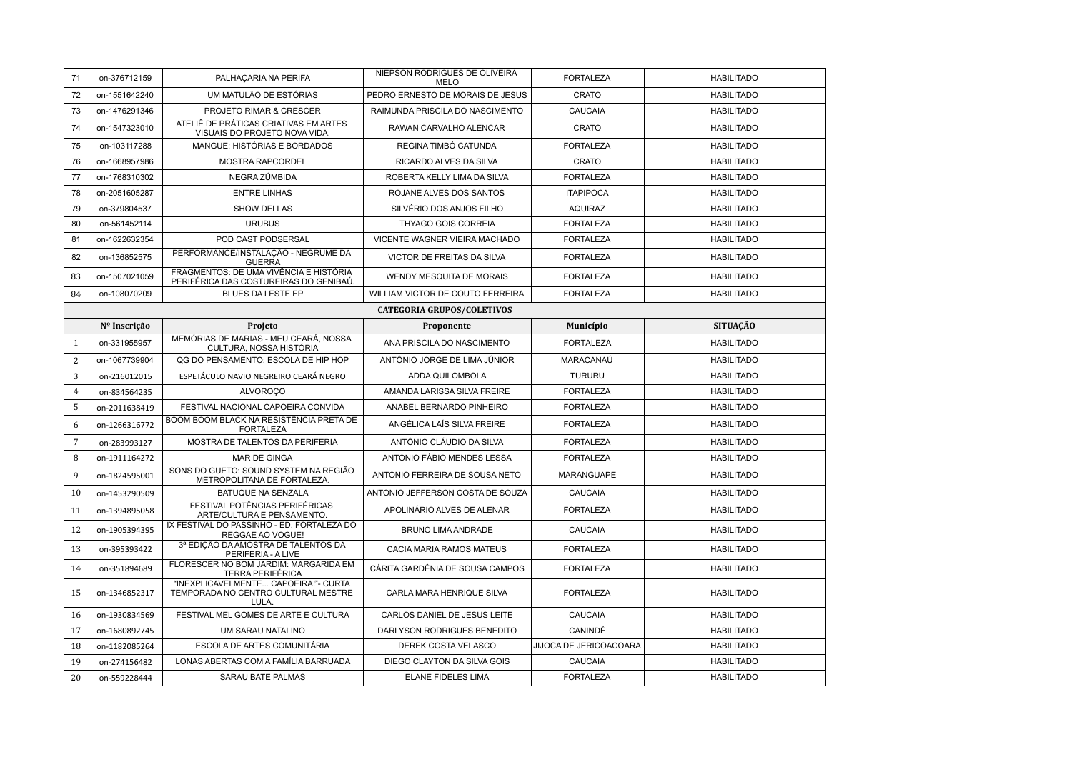| | | | | | |
|---|---|---|---|---|---|
| 71 | on-376712159 | PALHAÇARIA NA PERIFA | NIEPSON RODRIGUES DE OLIVEIRA MELO | FORTALEZA | HABILITADO |
| 72 | on-1551642240 | UM MATULÃO DE ESTÓRIAS | PEDRO ERNESTO DE MORAIS DE JESUS | CRATO | HABILITADO |
| 73 | on-1476291346 | PROJETO RIMAR & CRESCER | RAIMUNDA PRISCILA DO NASCIMENTO | CAUCAIA | HABILITADO |
| 74 | on-1547323010 | ATELIÊ DE PRÁTICAS CRIATIVAS EM ARTES VISUAIS DO PROJETO NOVA VIDA. | RAWAN CARVALHO ALENCAR | CRATO | HABILITADO |
| 75 | on-103117288 | MANGUE: HISTÓRIAS E BORDADOS | REGINA TIMBÓ CATUNDA | FORTALEZA | HABILITADO |
| 76 | on-1668957986 | MOSTRA RAPCORDEL | RICARDO ALVES DA SILVA | CRATO | HABILITADO |
| 77 | on-1768310302 | NEGRA ZÚMBIDA | ROBERTA KELLY LIMA DA SILVA | FORTALEZA | HABILITADO |
| 78 | on-2051605287 | ENTRE LINHAS | ROJANE ALVES DOS SANTOS | ITAPIPOCA | HABILITADO |
| 79 | on-379804537 | SHOW DELLAS | SILVÉRIO DOS ANJOS FILHO | AQUIRAZ | HABILITADO |
| 80 | on-561452114 | URUBUS | THYAGO GOIS CORREIA | FORTALEZA | HABILITADO |
| 81 | on-1622632354 | POD CAST PODSERSAL | VICENTE WAGNER VIEIRA MACHADO | FORTALEZA | HABILITADO |
| 82 | on-136852575 | PERFORMANCE/INSTALAÇÃO - NEGRUME DA GUERRA | VICTOR DE FREITAS DA SILVA | FORTALEZA | HABILITADO |
| 83 | on-1507021059 | FRAGMENTOS: DE UMA VIVÊNCIA E HISTÓRIA PERIFÉRICA DAS COSTUREIRAS DO GENIBAÚ. | WENDY MESQUITA DE MORAIS | FORTALEZA | HABILITADO |
| 84 | on-108070209 | BLUES DA LESTE EP | WILLIAM VICTOR DE COUTO FERREIRA | FORTALEZA | HABILITADO |
| | | | **CATEGORIA GRUPOS/COLETIVOS** | | |
| | **Nº Inscrição** | **Projeto** | **Proponente** | **Município** | **SITUAÇÃO** |
| 1 | on-331955957 | MEMÓRIAS DE MARIAS - MEU CEARÁ, NOSSA CULTURA, NOSSA HISTÓRIA | ANA PRISCILA DO NASCIMENTO | FORTALEZA | HABILITADO |
| 2 | on-1067739904 | QG DO PENSAMENTO: ESCOLA DE HIP HOP | ANTÔNIO JORGE DE LIMA JÚNIOR | MARACANAÚ | HABILITADO |
| 3 | on-216012015 | ESPETÁCULO NAVIO NEGREIRO CEARÁ NEGRO | ADDA QUILOMBOLA | TURURU | HABILITADO |
| 4 | on-834564235 | ALVOROÇO | AMANDA LARISSA SILVA FREIRE | FORTALEZA | HABILITADO |
| 5 | on-2011638419 | FESTIVAL NACIONAL CAPOEIRA CONVIDA | ANABEL BERNARDO PINHEIRO | FORTALEZA | HABILITADO |
| 6 | on-1266316772 | BOOM BOOM BLACK NA RESISTÊNCIA PRETA DE FORTALEZA | ANGÉLICA LAÍS SILVA FREIRE | FORTALEZA | HABILITADO |
| 7 | on-283993127 | MOSTRA DE TALENTOS DA PERIFERIA | ANTÔNIO CLÁUDIO DA SILVA | FORTALEZA | HABILITADO |
| 8 | on-1911164272 | MAR DE GINGA | ANTONIO FÁBIO MENDES LESSA | FORTALEZA | HABILITADO |
| 9 | on-1824595001 | SONS DO GUETO: SOUND SYSTEM NA REGIÃO METROPOLITANA DE FORTALEZA. | ANTONIO FERREIRA DE SOUSA NETO | MARANGUAPE | HABILITADO |
| 10 | on-1453290509 | BATUQUE NA SENZALA | ANTONIO JEFFERSON COSTA DE SOUZA | CAUCAIA | HABILITADO |
| 11 | on-1394895058 | FESTIVAL POTÊNCIAS PERIFÉRICAS ARTE/CULTURA E PENSAMENTO. | APOLINÁRIO ALVES DE ALENAR | FORTALEZA | HABILITADO |
| 12 | on-1905394395 | IX FESTIVAL DO PASSINHO - ED. FORTALEZA DO REGGAE AO VOGUE! | BRUNO LIMA ANDRADE | CAUCAIA | HABILITADO |
| 13 | on-395393422 | 3ª EDIÇÃO DA AMOSTRA DE TALENTOS DA PERIFERIA - A LIVE | CACIA MARIA RAMOS MATEUS | FORTALEZA | HABILITADO |
| 14 | on-351894689 | FLORESCER NO BOM JARDIM: MARGARIDA EM TERRA PERIFÉRICA | CÁRITA GARDÊNIA DE SOUSA CAMPOS | FORTALEZA | HABILITADO |
| 15 | on-1346852317 | "INEXPLICAVELMENTE... CAPOEIRA!"- CURTA TEMPORADA NO CENTRO CULTURAL MESTRE LULA. | CARLA MARA HENRIQUE SILVA | FORTALEZA | HABILITADO |
| 16 | on-1930834569 | FESTIVAL MEL GOMES DE ARTE E CULTURA | CARLOS DANIEL DE JESUS LEITE | CAUCAIA | HABILITADO |
| 17 | on-1680892745 | UM SARAU NATALINO | DARLYSON RODRIGUES BENEDITO | CANINDÉ | HABILITADO |
| 18 | on-1182085264 | ESCOLA DE ARTES COMUNITÁRIA | DEREK COSTA VELASCO | JIJOCA DE JERICOACOARA | HABILITADO |
| 19 | on-274156482 | LONAS ABERTAS COM A FAMÍLIA BARRUADA | DIEGO CLAYTON DA SILVA GOIS | CAUCAIA | HABILITADO |
| 20 | on-559228444 | SARAU BATE PALMAS | ELANE FIDELES LIMA | FORTALEZA | HABILITADO |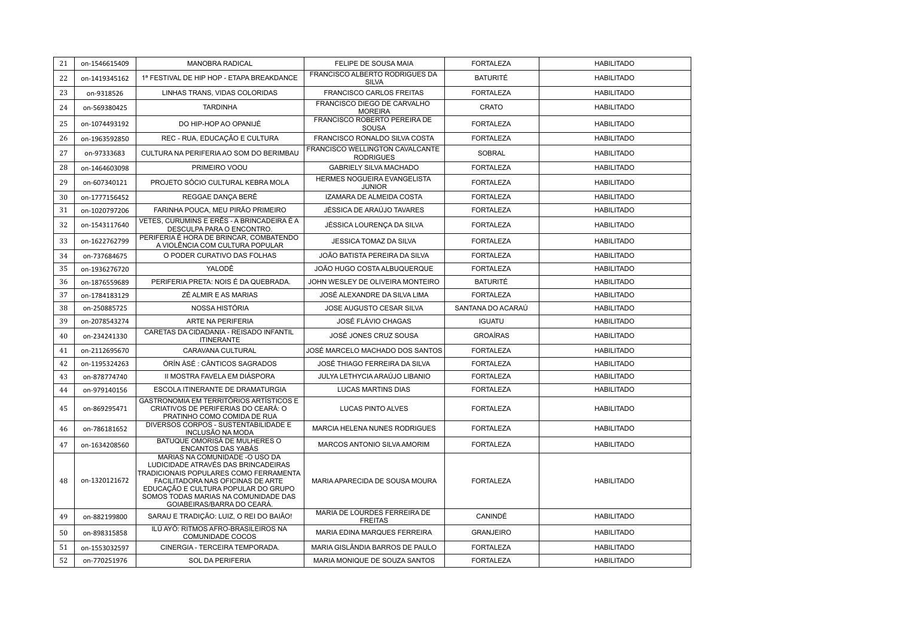| 21 | on-1546615409 | MANOBRA RADICAL | FELIPE DE SOUSA MAIA | FORTALEZA | HABILITADO |
|---|---|---|---|---|---|
| 22 | on-1419345162 | 1ª FESTIVAL DE HIP HOP - ETAPA BREAKDANCE | FRANCISCO ALBERTO RODRIGUES DA SILVA | BATURITÉ | HABILITADO |
| 23 | on-9318526 | LINHAS TRANS, VIDAS COLORIDAS | FRANCISCO CARLOS FREITAS | FORTALEZA | HABILITADO |
| 24 | on-569380425 | TARDINHA | FRANCISCO DIEGO DE CARVALHO MOREIRA | CRATO | HABILITADO |
| 25 | on-1074493192 | DO HIP-HOP AO OPANIJÉ | FRANCISCO ROBERTO PEREIRA DE SOUSA | FORTALEZA | HABILITADO |
| 26 | on-1963592850 | REC - RUA, EDUCAÇÃO E CULTURA | FRANCISCO RONALDO SILVA COSTA | FORTALEZA | HABILITADO |
| 27 | on-97333683 | CULTURA NA PERIFERIA AO SOM DO BERIMBAU | FRANCISCO WELLINGTON CAVALCANTE RODRIGUES | SOBRAL | HABILITADO |
| 28 | on-1464603098 | PRIMEIRO VOOU | GABRIELY SILVA MACHADO | FORTALEZA | HABILITADO |
| 29 | on-607340121 | PROJETO SÓCIO CULTURAL KEBRA MOLA | HERMES NOGUEIRA EVANGELISTA JUNIOR | FORTALEZA | HABILITADO |
| 30 | on-1777156452 | REGGAE DANÇA BERÊ | IZAMARA DE ALMEIDA COSTA | FORTALEZA | HABILITADO |
| 31 | on-1020797206 | FARINHA POUCA, MEU PIRÃO PRIMEIRO | JÉSSICA DE ARAÚJO TAVARES | FORTALEZA | HABILITADO |
| 32 | on-1543117640 | VETES, CURUMINS E ERÊS - A BRINCADEIRA É A DESCULPA PARA O ENCONTRO. | JÉSSICA LOURENÇA DA SILVA | FORTALEZA | HABILITADO |
| 33 | on-1622762799 | PERIFERIA É HORA DE BRINCAR, COMBATENDO A VIOLÊNCIA COM CULTURA POPULAR | JESSICA TOMAZ DA SILVA | FORTALEZA | HABILITADO |
| 34 | on-737684675 | O PODER CURATIVO DAS FOLHAS | JOÃO BATISTA PEREIRA DA SILVA | FORTALEZA | HABILITADO |
| 35 | on-1936276720 | YALODÊ | JOÃO HUGO COSTA ALBUQUERQUE | FORTALEZA | HABILITADO |
| 36 | on-1876559689 | PERIFERIA PRETA: NOIS É DA QUEBRADA. | JOHN WESLEY DE OLIVEIRA MONTEIRO | BATURITÉ | HABILITADO |
| 37 | on-1784183129 | ZÉ ALMIR E AS MARIAS | JOSÉ ALEXANDRE DA SILVA LIMA | FORTALEZA | HABILITADO |
| 38 | on-250885725 | NOSSA HISTÓRIA | JOSE AUGUSTO CESAR SILVA | SANTANA DO ACARAÚ | HABILITADO |
| 39 | on-2078543274 | ARTE NA PERIFERIA | JOSÉ FLÁVIO CHAGAS | IGUATU | HABILITADO |
| 40 | on-234241330 | CARETAS DA CIDADANIA - REISADO INFANTIL ITINERANTE | JOSÉ JONES CRUZ SOUSA | GROAÍRAS | HABILITADO |
| 41 | on-2112695670 | CARAVANA CULTURAL | JOSÉ MARCELO MACHADO DOS SANTOS | FORTALEZA | HABILITADO |
| 42 | on-1195324263 | ÓRÍN ÀSÉ : CÂNTICOS SAGRADOS | JOSÉ THIAGO FERREIRA DA SILVA | FORTALEZA | HABILITADO |
| 43 | on-878774740 | II MOSTRA FAVELA EM DIÁSPORA | JULYA LETHYCIA ARAÚJO LIBANIO | FORTALEZA | HABILITADO |
| 44 | on-979140156 | ESCOLA ITINERANTE DE DRAMATURGIA | LUCAS MARTINS DIAS | FORTALEZA | HABILITADO |
| 45 | on-869295471 | GASTRONOMIA EM TERRITÓRIOS ARTÍSTICOS E CRIATIVOS DE PERIFERIAS DO CEARÁ: O PRATINHO COMO COMIDA DE RUA | LUCAS PINTO ALVES | FORTALEZA | HABILITADO |
| 46 | on-786181652 | DIVERSOS CORPOS - SUSTENTABILIDADE E INCLUSÃO NA MODA | MARCIA HELENA NUNES RODRIGUES | FORTALEZA | HABILITADO |
| 47 | on-1634208560 | BATUQUE OMORISÁ DE MULHERES O ENCANTOS DAS YABÁS | MARCOS ANTONIO SILVA AMORIM | FORTALEZA | HABILITADO |
| 48 | on-1320121672 | MARIAS NA COMUNIDADE -O USO DA LUDICIDADE ATRAVÉS DAS BRINCADEIRAS TRADICIONAIS POPULARES COMO FERRAMENTA FACILITADORA NAS OFICINAS DE ARTE EDUCAÇÃO E CULTURA POPULAR DO GRUPO SOMOS TODAS MARIAS NA COMUNIDADE DAS GOIABEIRAS/BARRA DO CEARÁ. | MARIA APARECIDA DE SOUSA MOURA | FORTALEZA | HABILITADO |
| 49 | on-882199800 | SARAU E TRADIÇÃO: LUIZ, O REI DO BAIÃO! | MARIA DE LOURDES FERREIRA DE FREITAS | CANINDÉ | HABILITADO |
| 50 | on-898315858 | ILÚ AYÓ: RITMOS AFRO-BRASILEIROS NA COMUNIDADE COCOS | MARIA EDINA MARQUES FERREIRA | GRANJEIRO | HABILITADO |
| 51 | on-1553032597 | CINERGIA - TERCEIRA TEMPORADA. | MARIA GISLÂNDIA BARROS DE PAULO | FORTALEZA | HABILITADO |
| 52 | on-770251976 | SOL DA PERIFERIA | MARIA MONIQUE DE SOUZA SANTOS | FORTALEZA | HABILITADO |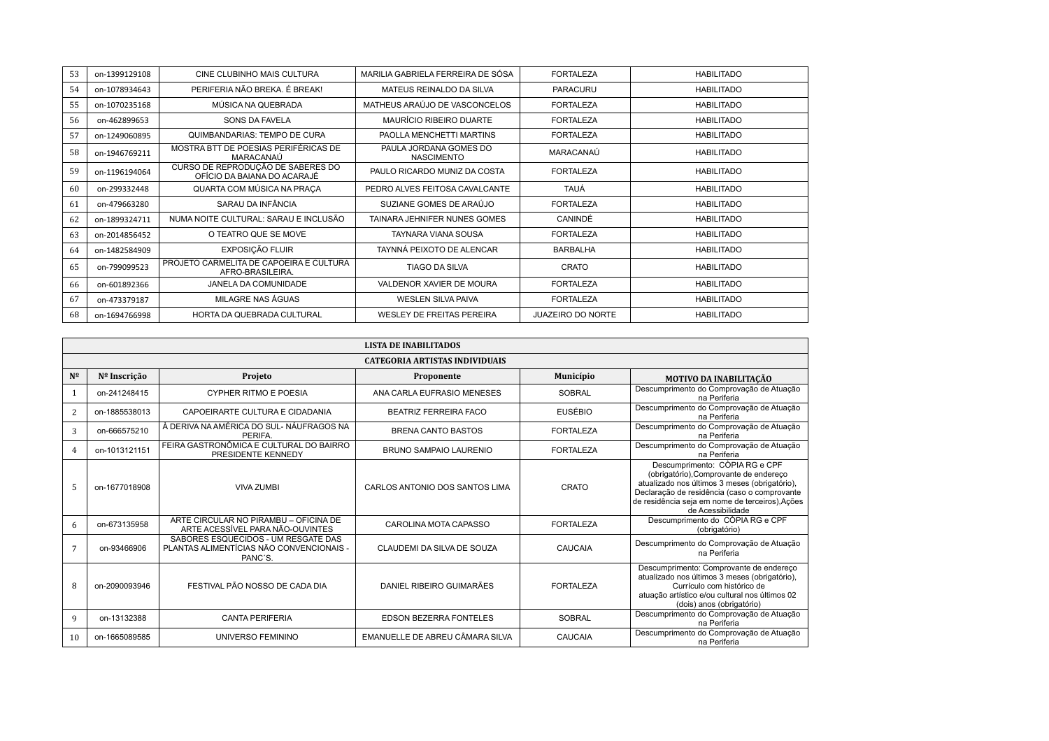| | | | | | |
|---|---|---|---|---|---|
| 53 | on-1399129108 | CINE CLUBINHO MAIS CULTURA | MARILIA GABRIELA FERREIRA DE SÓSA | FORTALEZA | HABILITADO |
| 54 | on-1078934643 | PERIFERIA NÃO BREKA. É BREAK! | MATEUS REINALDO DA SILVA | PARACURU | HABILITADO |
| 55 | on-1070235168 | MÚSICA NA QUEBRADA | MATHEUS ARAÚJO DE VASCONCELOS | FORTALEZA | HABILITADO |
| 56 | on-462899653 | SONS DA FAVELA | MAURÍCIO RIBEIRO DUARTE | FORTALEZA | HABILITADO |
| 57 | on-1249060895 | QUIMBANDARIAS: TEMPO DE CURA | PAOLLA MENCHETTI MARTINS | FORTALEZA | HABILITADO |
| 58 | on-1946769211 | MOSTRA BTT DE POESIAS PERIFÉRICAS DE MARACANAÚ | PAULA JORDANA GOMES DO NASCIMENTO | MARACANAÚ | HABILITADO |
| 59 | on-1196194064 | CURSO DE REPRODUÇÃO DE SABERES DO OFÍCIO DA BAIANA DO ACARAJÉ | PAULO RICARDO MUNIZ DA COSTA | FORTALEZA | HABILITADO |
| 60 | on-299332448 | QUARTA COM MÚSICA NA PRAÇA | PEDRO ALVES FEITOSA CAVALCANTE | TAUÁ | HABILITADO |
| 61 | on-479663280 | SARAU DA INFÂNCIA | SUZIANE GOMES DE ARAÚJO | FORTALEZA | HABILITADO |
| 62 | on-1899324711 | NUMA NOITE CULTURAL: SARAU E INCLUSÃO | TAINARA JEHNIFER NUNES GOMES | CANINDÉ | HABILITADO |
| 63 | on-2014856452 | O TEATRO QUE SE MOVE | TAYNARA VIANA SOUSA | FORTALEZA | HABILITADO |
| 64 | on-1482584909 | EXPOSIÇÃO FLUIR | TAYNNÁ PEIXOTO DE ALENCAR | BARBALHA | HABILITADO |
| 65 | on-799099523 | PROJETO CARMELITA DE CAPOEIRA E CULTURA AFRO-BRASILEIRA. | TIAGO DA SILVA | CRATO | HABILITADO |
| 66 | on-601892366 | JANELA DA COMUNIDADE | VALDENOR XAVIER DE MOURA | FORTALEZA | HABILITADO |
| 67 | on-473379187 | MILAGRE NAS ÁGUAS | WESLEN SILVA PAIVA | FORTALEZA | HABILITADO |
| 68 | on-1694766998 | HORTA DA QUEBRADA CULTURAL | WESLEY DE FREITAS PEREIRA | JUAZEIRO DO NORTE | HABILITADO |

| LISTA DE INABILITADOS | | | | | |
|---|---|---|---|---|---|
| CATEGORIA ARTISTAS INDIVIDUAIS | | | | | |
| **Nº** | **Nº Inscrição** | **Projeto** | **Proponente** | **Município** | **MOTIVO DA INABILITAÇÃO** |
| 1 | on-241248415 | CYPHER RITMO E POESIA | ANA CARLA EUFRASIO MENESES | SOBRAL | Descumprimento do Comprovação de Atuação na Periferia |
| 2 | on-1885538013 | CAPOEIRARTE CULTURA E CIDADANIA | BEATRIZ FERREIRA FACO | EUSÉBIO | Descumprimento do Comprovação de Atuação na Periferia |
| 3 | on-666575210 | À DERIVA NA AMÉRICA DO SUL- NÁUFRAGOS NA PERIFA. | BRENA CANTO BASTOS | FORTALEZA | Descumprimento do Comprovação de Atuação na Periferia |
| 4 | on-1013121151 | FEIRA GASTRONÔMICA E CULTURAL DO BAIRRO PRESIDENTE KENNEDY | BRUNO SAMPAIO LAURENIO | FORTALEZA | Descumprimento do Comprovação de Atuação na Periferia |
| 5 | on-1677018908 | VIVA ZUMBI | CARLOS ANTONIO DOS SANTOS LIMA | CRATO | Descumprimento: CÓPIA RG e CPF (obrigatório),Comprovante de endereço atualizado nos últimos 3 meses (obrigatório), Declaração de residência (caso o comprovante de residência seja em nome de terceiros),Ações de Acessibilidade |
| 6 | on-673135958 | ARTE CIRCULAR NO PIRAMBU – OFICINA DE ARTE ACESSÍVEL PARA NÃO-OUVINTES | CAROLINA MOTA CAPASSO | FORTALEZA | Descumprimento do CÓPIA RG e CPF (obrigatório) |
| 7 | on-93466906 | SABORES ESQUECIDOS - UM RESGATE DAS PLANTAS ALIMENTÍCIAS NÃO CONVENCIONAIS - PANC´S. | CLAUDEMI DA SILVA DE SOUZA | CAUCAIA | Descumprimento do Comprovação de Atuação na Periferia |
| 8 | on-2090093946 | FESTIVAL PÃO NOSSO DE CADA DIA | DANIEL RIBEIRO GUIMARÃES | FORTALEZA | Descumprimento: Comprovante de endereço atualizado nos últimos 3 meses (obrigatório), Currículo com histórico de atuação artístico e/ou cultural nos últimos 02 (dois) anos (obrigatório) |
| 9 | on-13132388 | CANTA PERIFERIA | EDSON BEZERRA FONTELES | SOBRAL | Descumprimento do Comprovação de Atuação na Periferia |
| 10 | on-1665089585 | UNIVERSO FEMININO | EMANUELLE DE ABREU CÂMARA SILVA | CAUCAIA | Descumprimento do Comprovação de Atuação na Periferia |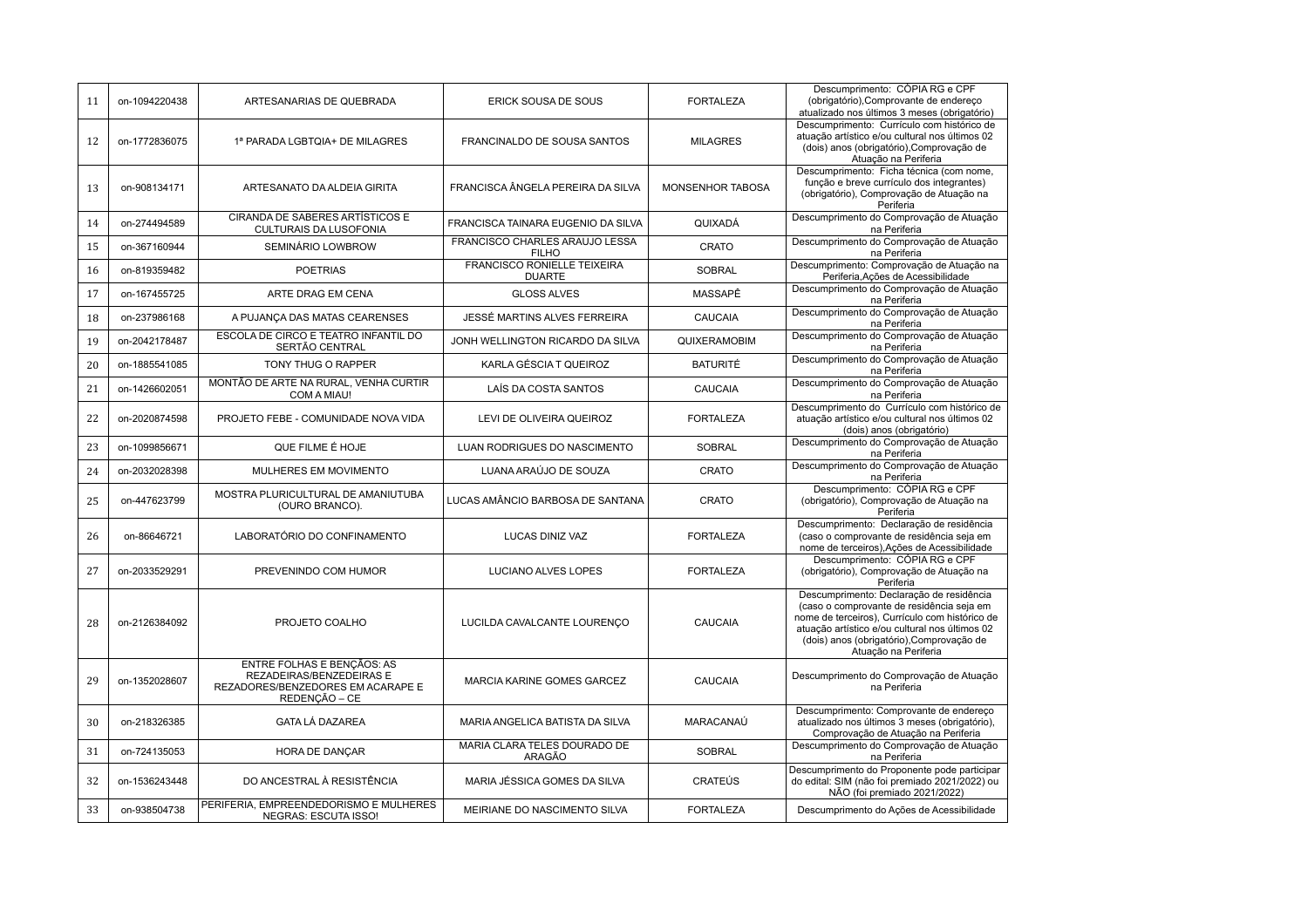| 11 | on-1094220438 | ARTESANARIAS DE QUEBRADA | ERICK SOUSA DE SOUS | FORTALEZA | Descumprimento: CÓPIA RG e CPF (obrigatório),Comprovante de endereço atualizado nos últimos 3 meses (obrigatório) |
|---|---|---|---|---|---|
| 12 | on-1772836075 | 1ª PARADA LGBTQIA+ DE MILAGRES | FRANCINALDO DE SOUSA SANTOS | MILAGRES | Descumprimento: Currículo com histórico de atuação artístico e/ou cultural nos últimos 02 (dois) anos (obrigatório),Comprovação de Atuação na Periferia |
| 13 | on-908134171 | ARTESANATO DA ALDEIA GIRITA | FRANCISCA ÂNGELA PEREIRA DA SILVA | MONSENHOR TABOSA | Descumprimento: Ficha técnica (com nome, função e breve currículo dos integrantes) (obrigatório), Comprovação de Atuação na Periferia |
| 14 | on-274494589 | CIRANDA DE SABERES ARTÍSTICOS E CULTURAIS DA LUSOFONIA | FRANCISCA TAINARA EUGENIO DA SILVA | QUIXADÁ | Descumprimento do Comprovação de Atuação na Periferia |
| 15 | on-367160944 | SEMINÁRIO LOWBROW | FRANCISCO CHARLES ARAUJO LESSA FILHO | CRATO | Descumprimento do Comprovação de Atuação na Periferia |
| 16 | on-819359482 | POETRIAS | FRANCISCO RONIELLE TEIXEIRA DUARTE | SOBRAL | Descumprimento: Comprovação de Atuação na Periferia,Ações de Acessibilidade |
| 17 | on-167455725 | ARTE DRAG EM CENA | GLOSS ALVES | MASSAPÊ | Descumprimento do Comprovação de Atuação na Periferia |
| 18 | on-237986168 | A PUJANÇA DAS MATAS CEARENSES | JESSÉ MARTINS ALVES FERREIRA | CAUCAIA | Descumprimento do Comprovação de Atuação na Periferia |
| 19 | on-2042178487 | ESCOLA DE CIRCO E TEATRO INFANTIL DO SERTÃO CENTRAL | JONH WELLINGTON RICARDO DA SILVA | QUIXERAMOBIM | Descumprimento do Comprovação de Atuação na Periferia |
| 20 | on-1885541085 | TONY THUG O RAPPER | KARLA GÉSCIA T QUEIROZ | BATURITÉ | Descumprimento do Comprovação de Atuação na Periferia |
| 21 | on-1426602051 | MONTÃO DE ARTE NA RURAL, VENHA CURTIR COM A MIAU! | LAÍS DA COSTA SANTOS | CAUCAIA | Descumprimento do Comprovação de Atuação na Periferia |
| 22 | on-2020874598 | PROJETO FEBE - COMUNIDADE NOVA VIDA | LEVI DE OLIVEIRA QUEIROZ | FORTALEZA | Descumprimento do Currículo com histórico de atuação artístico e/ou cultural nos últimos 02 (dois) anos (obrigatório) |
| 23 | on-1099856671 | QUE FILME É HOJE | LUAN RODRIGUES DO NASCIMENTO | SOBRAL | Descumprimento do Comprovação de Atuação na Periferia |
| 24 | on-2032028398 | MULHERES EM MOVIMENTO | LUANA ARAÚJO DE SOUZA | CRATO | Descumprimento do Comprovação de Atuação na Periferia |
| 25 | on-447623799 | MOSTRA PLURICULTURAL DE AMANIUTUBA (OURO BRANCO). | LUCAS AMÂNCIO BARBOSA DE SANTANA | CRATO | Descumprimento: CÓPIA RG e CPF (obrigatório), Comprovação de Atuação na Periferia |
| 26 | on-86646721 | LABORATÓRIO DO CONFINAMENTO | LUCAS DINIZ VAZ | FORTALEZA | Descumprimento: Declaração de residência (caso o comprovante de residência seja em nome de terceiros),Ações de Acessibilidade |
| 27 | on-2033529291 | PREVENINDO COM HUMOR | LUCIANO ALVES LOPES | FORTALEZA | Descumprimento: CÓPIA RG e CPF (obrigatório), Comprovação de Atuação na Periferia |
| 28 | on-2126384092 | PROJETO COALHO | LUCILDA CAVALCANTE LOURENÇO | CAUCAIA | Descumprimento: Declaração de residência (caso o comprovante de residência seja em nome de terceiros), Currículo com histórico de atuação artístico e/ou cultural nos últimos 02 (dois) anos (obrigatório),Comprovação de Atuação na Periferia |
| 29 | on-1352028607 | ENTRE FOLHAS E BENÇÃOS: AS REZADEIRAS/BENZEDEIRAS E REZADORES/BENZEDORES EM ACARAPE E REDENÇÃO – CE | MARCIA KARINE GOMES GARCEZ | CAUCAIA | Descumprimento do Comprovação de Atuação na Periferia |
| 30 | on-218326385 | GATA LÁ DAZAREA | MARIA ANGELICA BATISTA DA SILVA | MARACANAÚ | Descumprimento: Comprovante de endereço atualizado nos últimos 3 meses (obrigatório), Comprovação de Atuação na Periferia |
| 31 | on-724135053 | HORA DE DANÇAR | MARIA CLARA TELES DOURADO DE ARAGÃO | SOBRAL | Descumprimento do Comprovação de Atuação na Periferia |
| 32 | on-1536243448 | DO ANCESTRAL À RESISTÊNCIA | MARIA JÉSSICA GOMES DA SILVA | CRATEÚS | Descumprimento do Proponente pode participar do edital: SIM (não foi premiado 2021/2022) ou NÃO (foi premiado 2021/2022) |
| 33 | on-938504738 | PERIFERIA, EMPREENDEDORISMO E MULHERES NEGRAS: ESCUTA ISSO! | MEIRIANE DO NASCIMENTO SILVA | FORTALEZA | Descumprimento do Ações de Acessibilidade |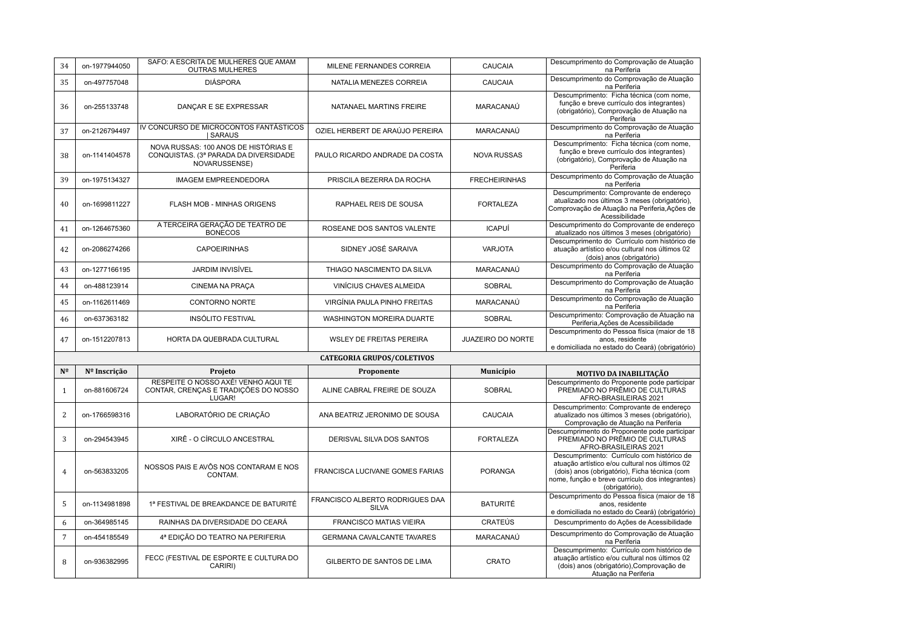| Nº | Nº Inscrição | Projeto | Proponente | Município | MOTIVO DA INABILITAÇÃO |
|---|---|---|---|---|---|
| 34 | on-1977944050 | SAFO: A ESCRITA DE MULHERES QUE AMAM OUTRAS MULHERES | MILENE FERNANDES CORREIA | CAUCAIA | Descumprimento do Comprovação de Atuação na Periferia |
| 35 | on-497757048 | DIÁSPORA | NATALIA MENEZES CORREIA | CAUCAIA | Descumprimento do Comprovação de Atuação na Periferia |
| 36 | on-255133748 | DANÇAR E SE EXPRESSAR | NATANAEL MARTINS FREIRE | MARACANAÚ | Descumprimento: Ficha técnica (com nome, função e breve currículo dos integrantes) (obrigatório), Comprovação de Atuação na Periferia |
| 37 | on-2126794497 | IV CONCURSO DE MICROCONTOS FANTÁSTICOS \| SARAUS | OZIEL HERBERT DE ARAÚJO PEREIRA | MARACANAÚ | Descumprimento do Comprovação de Atuação na Periferia |
| 38 | on-1141404578 | NOVA RUSSAS: 100 ANOS DE HISTÓRIAS E CONQUISTAS. (3ª PARADA DA DIVERSIDADE NOVARUSSENSE) | PAULO RICARDO ANDRADE DA COSTA | NOVA RUSSAS | Descumprimento: Ficha técnica (com nome, função e breve currículo dos integrantes) (obrigatório), Comprovação de Atuação na Periferia |
| 39 | on-1975134327 | IMAGEM EMPREENDEDORA | PRISCILA BEZERRA DA ROCHA | FRECHEIRINHAS | Descumprimento do Comprovação de Atuação na Periferia |
| 40 | on-1699811227 | FLASH MOB - MINHAS ORIGENS | RAPHAEL REIS DE SOUSA | FORTALEZA | Descumprimento: Comprovante de endereço atualizado nos últimos 3 meses (obrigatório), Comprovação de Atuação na Periferia,Ações de Acessibilidade |
| 41 | on-1264675360 | A TERCEIRA GERAÇÃO DE TEATRO DE BONECOS | ROSEANE DOS SANTOS VALENTE | ICAPUÍ | Descumprimento do Comprovante de endereço atualizado nos últimos 3 meses (obrigatório) |
| 42 | on-2086274266 | CAPOEIRINHAS | SIDNEY JOSÉ SARAIVA | VARJOTA | Descumprimento do Currículo com histórico de atuação artístico e/ou cultural nos últimos 02 (dois) anos (obrigatório) |
| 43 | on-1277166195 | JARDIM INVISÍVEL | THIAGO NASCIMENTO DA SILVA | MARACANAÚ | Descumprimento do Comprovação de Atuação na Periferia |
| 44 | on-488123914 | CINEMA NA PRAÇA | VINÍCIUS CHAVES ALMEIDA | SOBRAL | Descumprimento do Comprovação de Atuação na Periferia |
| 45 | on-1162611469 | CONTORNO NORTE | VIRGÍNIA PAULA PINHO FREITAS | MARACANAÚ | Descumprimento do Comprovação de Atuação na Periferia |
| 46 | on-637363182 | INSÓLITO FESTIVAL | WASHINGTON MOREIRA DUARTE | SOBRAL | Descumprimento: Comprovação de Atuação na Periferia,Ações de Acessibilidade |
| 47 | on-1512207813 | HORTA DA QUEBRADA CULTURAL | WSLEY DE FREITAS PEREIRA | JUAZEIRO DO NORTE | Descumprimento do Pessoa física (maior de 18 anos, residente e domiciliada no estado do Ceará) (obrigatório) |

**CATEGORIA GRUPOS/COLETIVOS**

| Nº | Nº Inscrição | Projeto | Proponente | Município | MOTIVO DA INABILITAÇÃO |
|---|---|---|---|---|---|
| 1 | on-881606724 | RESPEITE O NOSSO AXÉ! VENHO AQUI TE CONTAR, CRENÇAS E TRADIÇÕES DO NOSSO LUGAR! | ALINE CABRAL FREIRE DE SOUZA | SOBRAL | Descumprimento do Proponente pode participar PREMIADO NO PRÊMIO DE CULTURAS AFRO-BRASILEIRAS 2021 |
| 2 | on-1766598316 | LABORATÓRIO DE CRIAÇÃO | ANA BEATRIZ JERONIMO DE SOUSA | CAUCAIA | Descumprimento: Comprovante de endereço atualizado nos últimos 3 meses (obrigatório), Comprovação de Atuação na Periferia |
| 3 | on-294543945 | XIRÊ - O CÍRCULO ANCESTRAL | DERISVAL SILVA DOS SANTOS | FORTALEZA | Descumprimento do Proponente pode participar PREMIADO NO PRÊMIO DE CULTURAS AFRO-BRASILEIRAS 2021 |
| 4 | on-563833205 | NOSSOS PAIS E AVÔS NOS CONTARAM E NOS CONTAM. | FRANCISCA LUCIVANE GOMES FARIAS | PORANGA | Descumprimento: Currículo com histórico de atuação artístico e/ou cultural nos últimos 02 (dois) anos (obrigatório), Ficha técnica (com nome, função e breve currículo dos integrantes) (obrigatório), |
| 5 | on-1134981898 | 1ª FESTIVAL DE BREAKDANCE DE BATURITÉ | FRANCISCO ALBERTO RODRIGUES DAA SILVA | BATURITÉ | Descumprimento do Pessoa física (maior de 18 anos, residente e domiciliada no estado do Ceará) (obrigatório) |
| 6 | on-364985145 | RAINHAS DA DIVERSIDADE DO CEARÁ | FRANCISCO MATIAS VIEIRA | CRATEÚS | Descumprimento do Ações de Acessibilidade |
| 7 | on-454185549 | 4ª EDIÇÃO DO TEATRO NA PERIFERIA | GERMANA CAVALCANTE TAVARES | MARACANAÚ | Descumprimento do Comprovação de Atuação na Periferia |
| 8 | on-936382995 | FECC (FESTIVAL DE ESPORTE E CULTURA DO CARIRI) | GILBERTO DE SANTOS DE LIMA | CRATO | Descumprimento: Currículo com histórico de atuação artístico e/ou cultural nos últimos 02 (dois) anos (obrigatório),Comprovação de Atuação na Periferia |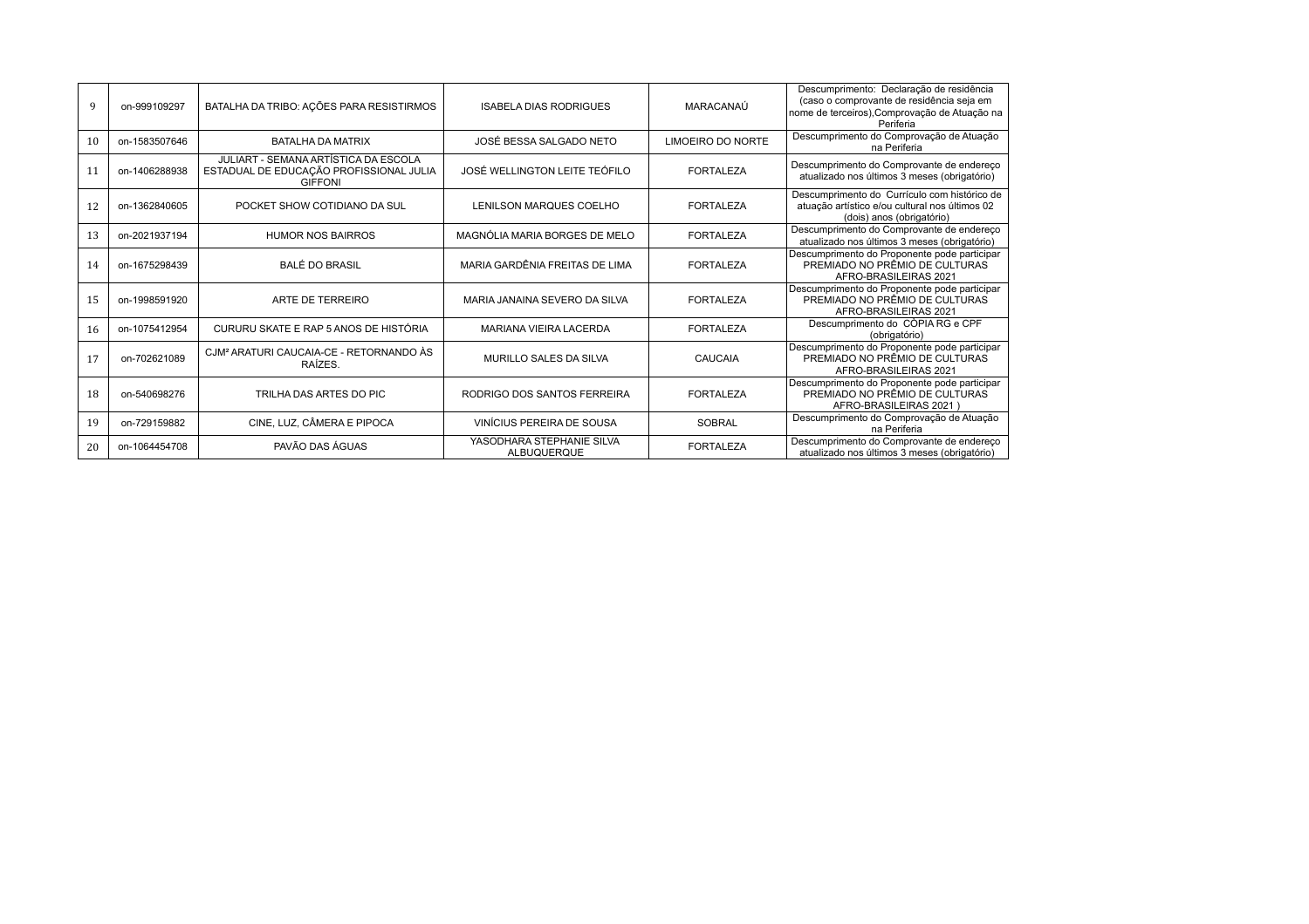| | | | | | |
|---|---|---|---|---|---|
| 9 | on-999109297 | BATALHA DA TRIBO: AÇÕES PARA RESISTIRMOS | ISABELA DIAS RODRIGUES | MARACANAÚ | Descumprimento: Declaração de residência (caso o comprovante de residência seja em nome de terceiros),Comprovação de Atuação na Periferia |
| 10 | on-1583507646 | BATALHA DA MATRIX | JOSÉ BESSA SALGADO NETO | LIMOEIRO DO NORTE | Descumprimento do Comprovação de Atuação na Periferia |
| 11 | on-1406288938 | JULIART - SEMANA ARTÍSTICA DA ESCOLA ESTADUAL DE EDUCAÇÃO PROFISSIONAL JULIA GIFFONI | JOSÉ WELLINGTON LEITE TEÓFILO | FORTALEZA | Descumprimento do Comprovante de endereço atualizado nos últimos 3 meses (obrigatório) |
| 12 | on-1362840605 | POCKET SHOW COTIDIANO DA SUL | LENILSON MARQUES COELHO | FORTALEZA | Descumprimento do Currículo com histórico de atuação artístico e/ou cultural nos últimos 02 (dois) anos (obrigatório) |
| 13 | on-2021937194 | HUMOR NOS BAIRROS | MAGNÓLIA MARIA BORGES DE MELO | FORTALEZA | Descumprimento do Comprovante de endereço atualizado nos últimos 3 meses (obrigatório) |
| 14 | on-1675298439 | BALÉ DO BRASIL | MARIA GARDÊNIA FREITAS DE LIMA | FORTALEZA | Descumprimento do Proponente pode participar PREMIADO NO PRÊMIO DE CULTURAS AFRO-BRASILEIRAS 2021 |
| 15 | on-1998591920 | ARTE DE TERREIRO | MARIA JANAINA SEVERO DA SILVA | FORTALEZA | Descumprimento do Proponente pode participar PREMIADO NO PRÊMIO DE CULTURAS AFRO-BRASILEIRAS 2021 |
| 16 | on-1075412954 | CURURU SKATE E RAP 5 ANOS DE HISTÓRIA | MARIANA VIEIRA LACERDA | FORTALEZA | Descumprimento do CÓPIA RG e CPF (obrigatório) |
| 17 | on-702621089 | CJM² ARATURI CAUCAIA-CE - RETORNANDO ÀS RAÍZES. | MURILLO SALES DA SILVA | CAUCAIA | Descumprimento do Proponente pode participar PREMIADO NO PRÊMIO DE CULTURAS AFRO-BRASILEIRAS 2021 |
| 18 | on-540698276 | TRILHA DAS ARTES DO PIC | RODRIGO DOS SANTOS FERREIRA | FORTALEZA | Descumprimento do Proponente pode participar PREMIADO NO PRÊMIO DE CULTURAS AFRO-BRASILEIRAS 2021 ) |
| 19 | on-729159882 | CINE, LUZ, CÂMERA E PIPOCA | VINÍCIUS PEREIRA DE SOUSA | SOBRAL | Descumprimento do Comprovação de Atuação na Periferia |
| 20 | on-1064454708 | PAVÃO DAS ÁGUAS | YASODHARA STEPHANIE SILVA ALBUQUERQUE | FORTALEZA | Descumprimento do Comprovante de endereço atualizado nos últimos 3 meses (obrigatório) |